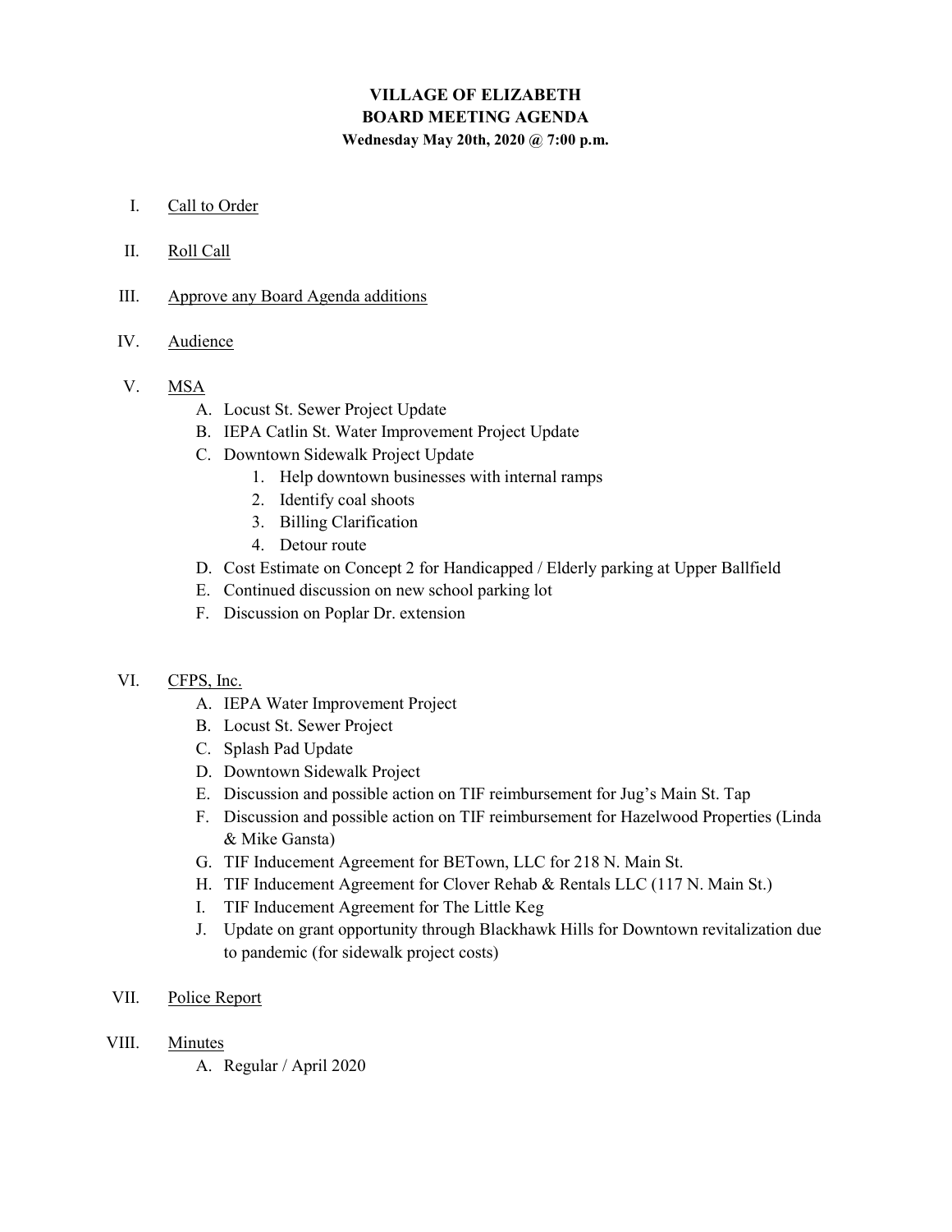# VILLAGE OF ELIZABETH
## BOARD MEETING AGENDA
**Wednesday May 20th, 2020 @ 7:00 p.m.**

I. Call to Order

II. Roll Call

III. Approve any Board Agenda additions

IV. Audience

V. MSA
   - A. Locust St. Sewer Project Update
   - B. IEPA Catlin St. Water Improvement Project Update
   - C. Downtown Sidewalk Project Update
     1. Help downtown businesses with internal ramps
     2. Identify coal shoots
     3. Billing Clarification
     4. Detour route
   - D. Cost Estimate on Concept 2 for Handicapped / Elderly parking at Upper Ballfield
   - E. Continued discussion on new school parking lot
   - F. Discussion on Poplar Dr. extension

VI. CFPS, Inc.
   - A. IEPA Water Improvement Project
   - B. Locust St. Sewer Project
   - C. Splash Pad Update
   - D. Downtown Sidewalk Project
   - E. Discussion and possible action on TIF reimbursement for Jug's Main St. Tap
   - F. Discussion and possible action on TIF reimbursement for Hazelwood Properties (Linda & Mike Gansta)
   - G. TIF Inducement Agreement for BETown, LLC for 218 N. Main St.
   - H. TIF Inducement Agreement for Clover Rehab & Rentals LLC (117 N. Main St.)
   - I. TIF Inducement Agreement for The Little Keg
   - J. Update on grant opportunity through Blackhawk Hills for Downtown revitalization due to pandemic (for sidewalk project costs)

VII. Police Report

VIII. Minutes
   - A. Regular / April 2020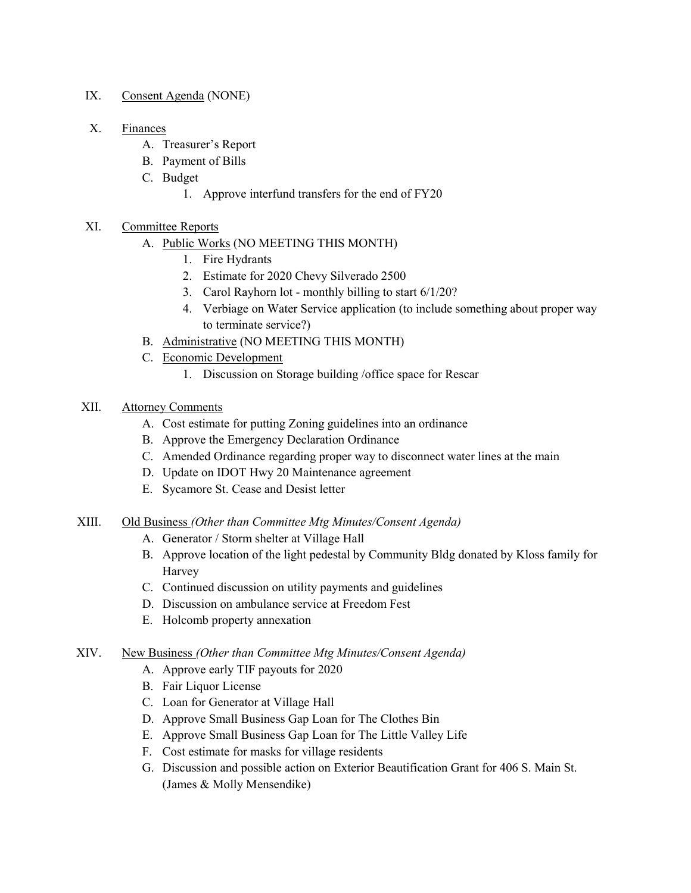IX. Consent Agenda (NONE)

X. Finances

   A. Treasurer's Report

   B. Payment of Bills

   C. Budget

      1. Approve interfund transfers for the end of FY20

XI. Committee Reports

   A. Public Works (NO MEETING THIS MONTH)

      1. Fire Hydrants
      2. Estimate for 2020 Chevy Silverado 2500
      3. Carol Rayhorn lot - monthly billing to start 6/1/20?
      4. Verbiage on Water Service application (to include something about proper way to terminate service?)

   B. Administrative (NO MEETING THIS MONTH)

   C. Economic Development

      1. Discussion on Storage building /office space for Rescar

XII. Attorney Comments

   A. Cost estimate for putting Zoning guidelines into an ordinance

   B. Approve the Emergency Declaration Ordinance

   C. Amended Ordinance regarding proper way to disconnect water lines at the main

   D. Update on IDOT Hwy 20 Maintenance agreement

   E. Sycamore St. Cease and Desist letter

XIII. Old Business *(Other than Committee Mtg Minutes/Consent Agenda)*

   A. Generator / Storm shelter at Village Hall

   B. Approve location of the light pedestal by Community Bldg donated by Kloss family for Harvey

   C. Continued discussion on utility payments and guidelines

   D. Discussion on ambulance service at Freedom Fest

   E. Holcomb property annexation

XIV. New Business *(Other than Committee Mtg Minutes/Consent Agenda)*

   A. Approve early TIF payouts for 2020

   B. Fair Liquor License

   C. Loan for Generator at Village Hall

   D. Approve Small Business Gap Loan for The Clothes Bin

   E. Approve Small Business Gap Loan for The Little Valley Life

   F. Cost estimate for masks for village residents

   G. Discussion and possible action on Exterior Beautification Grant for 406 S. Main St. (James & Molly Mensendike)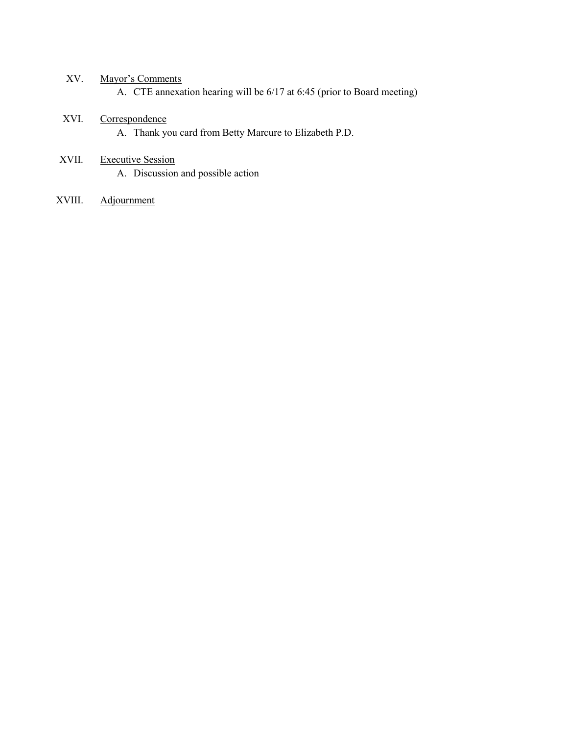XV. Mayor's Comments

A. CTE annexation hearing will be 6/17 at 6:45 (prior to Board meeting)

XVI. Correspondence

A. Thank you card from Betty Marcure to Elizabeth P.D.

XVII. Executive Session

A. Discussion and possible action

XVIII. Adjournment